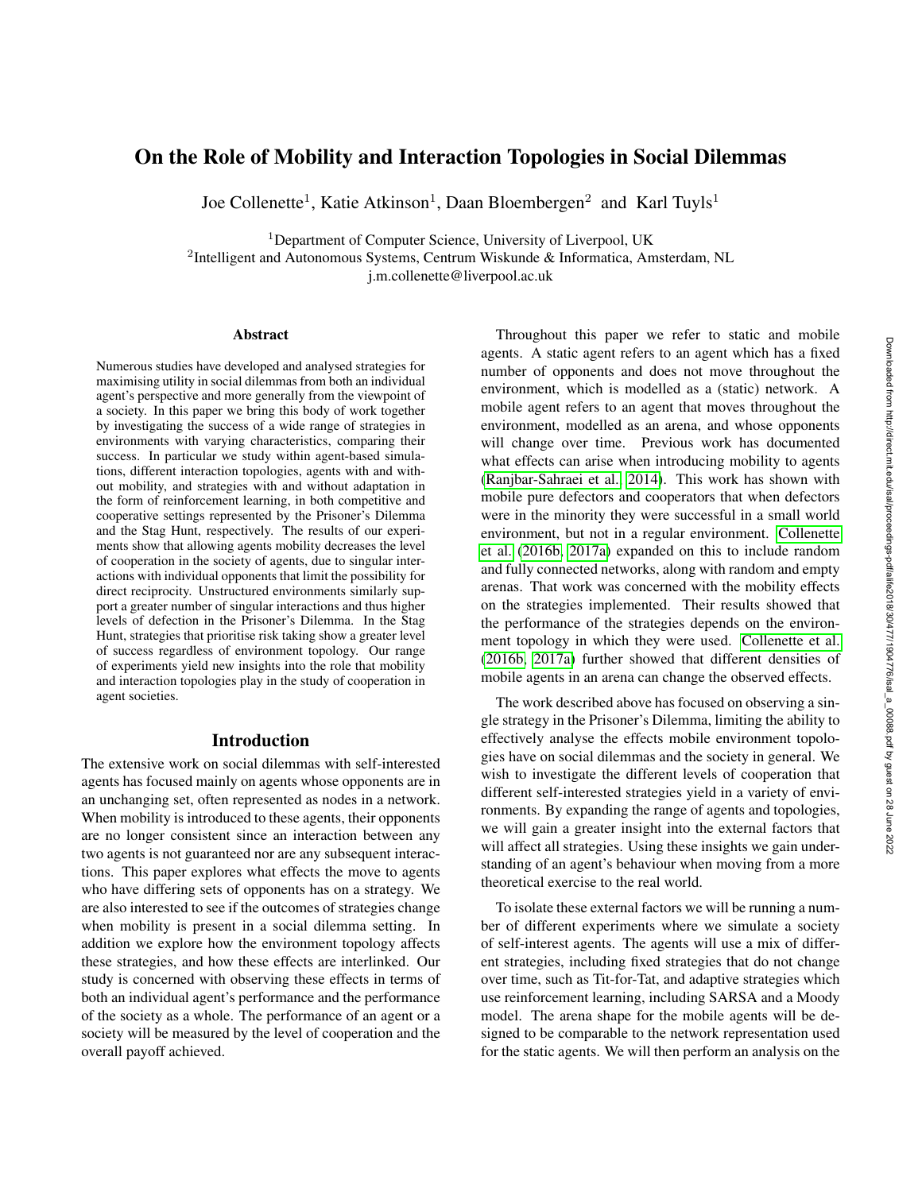# On the Role of Mobility and Interaction Topologies in Social Dilemmas

Joe Collenette[1], Katie Atkinson[1], Daan Bloembergen[2] and Karl Tuyls[1]

[1]Department of Computer Science, University of Liverpool, UK
[2]Intelligent and Autonomous Systems, Centrum Wiskunde & Informatica, Amsterdam, NL
j.m.collenette@liverpool.ac.uk

## Abstract

Numerous studies have developed and analysed strategies for maximising utility in social dilemmas from both an individual agent's perspective and more generally from the viewpoint of a society. In this paper we bring this body of work together by investigating the success of a wide range of strategies in environments with varying characteristics, comparing their success. In particular we study within agent-based simulations, different interaction topologies, agents with and without mobility, and strategies with and without adaptation in the form of reinforcement learning, in both competitive and cooperative settings represented by the Prisoner's Dilemma and the Stag Hunt, respectively. The results of our experiments show that allowing agents mobility decreases the level of cooperation in the society of agents, due to singular interactions with individual opponents that limit the possibility for direct reciprocity. Unstructured environments similarly support a greater number of singular interactions and thus higher levels of defection in the Prisoner's Dilemma. In the Stag Hunt, strategies that prioritise risk taking show a greater level of success regardless of environment topology. Our range of experiments yield new insights into the role that mobility and interaction topologies play in the study of cooperation in agent societies.

## Introduction

The extensive work on social dilemmas with self-interested agents has focused mainly on agents whose opponents are in an unchanging set, often represented as nodes in a network. When mobility is introduced to these agents, their opponents are no longer consistent since an interaction between any two agents is not guaranteed nor are any subsequent interactions. This paper explores what effects the move to agents who have differing sets of opponents has on a strategy. We are also interested to see if the outcomes of strategies change when mobility is present in a social dilemma setting. In addition we explore how the environment topology affects these strategies, and how these effects are interlinked. Our study is concerned with observing these effects in terms of both an individual agent's performance and the performance of the society as a whole. The performance of an agent or a society will be measured by the level of cooperation and the overall payoff achieved.

Throughout this paper we refer to static and mobile agents. A static agent refers to an agent which has a fixed number of opponents and does not move throughout the environment, which is modelled as a (static) network. A mobile agent refers to an agent that moves throughout the environment, modelled as an arena, and whose opponents will change over time. Previous work has documented what effects can arise when introducing mobility to agents (Ranjbar-Sahraei et al., 2014). This work has shown with mobile pure defectors and cooperators that when defectors were in the minority they were successful in a small world environment, but not in a regular environment. Collenette et al. (2016b, 2017a) expanded on this to include random and fully connected networks, along with random and empty arenas. That work was concerned with the mobility effects on the strategies implemented. Their results showed that the performance of the strategies depends on the environment topology in which they were used. Collenette et al. (2016b, 2017a) further showed that different densities of mobile agents in an arena can change the observed effects.

The work described above has focused on observing a single strategy in the Prisoner's Dilemma, limiting the ability to effectively analyse the effects mobile environment topologies have on social dilemmas and the society in general. We wish to investigate the different levels of cooperation that different self-interested strategies yield in a variety of environments. By expanding the range of agents and topologies, we will gain a greater insight into the external factors that will affect all strategies. Using these insights we gain understanding of an agent's behaviour when moving from a more theoretical exercise to the real world.

To isolate these external factors we will be running a number of different experiments where we simulate a society of self-interest agents. The agents will use a mix of different strategies, including fixed strategies that do not change over time, such as Tit-for-Tat, and adaptive strategies which use reinforcement learning, including SARSA and a Moody model. The arena shape for the mobile agents will be designed to be comparable to the network representation used for the static agents. We will then perform an analysis on the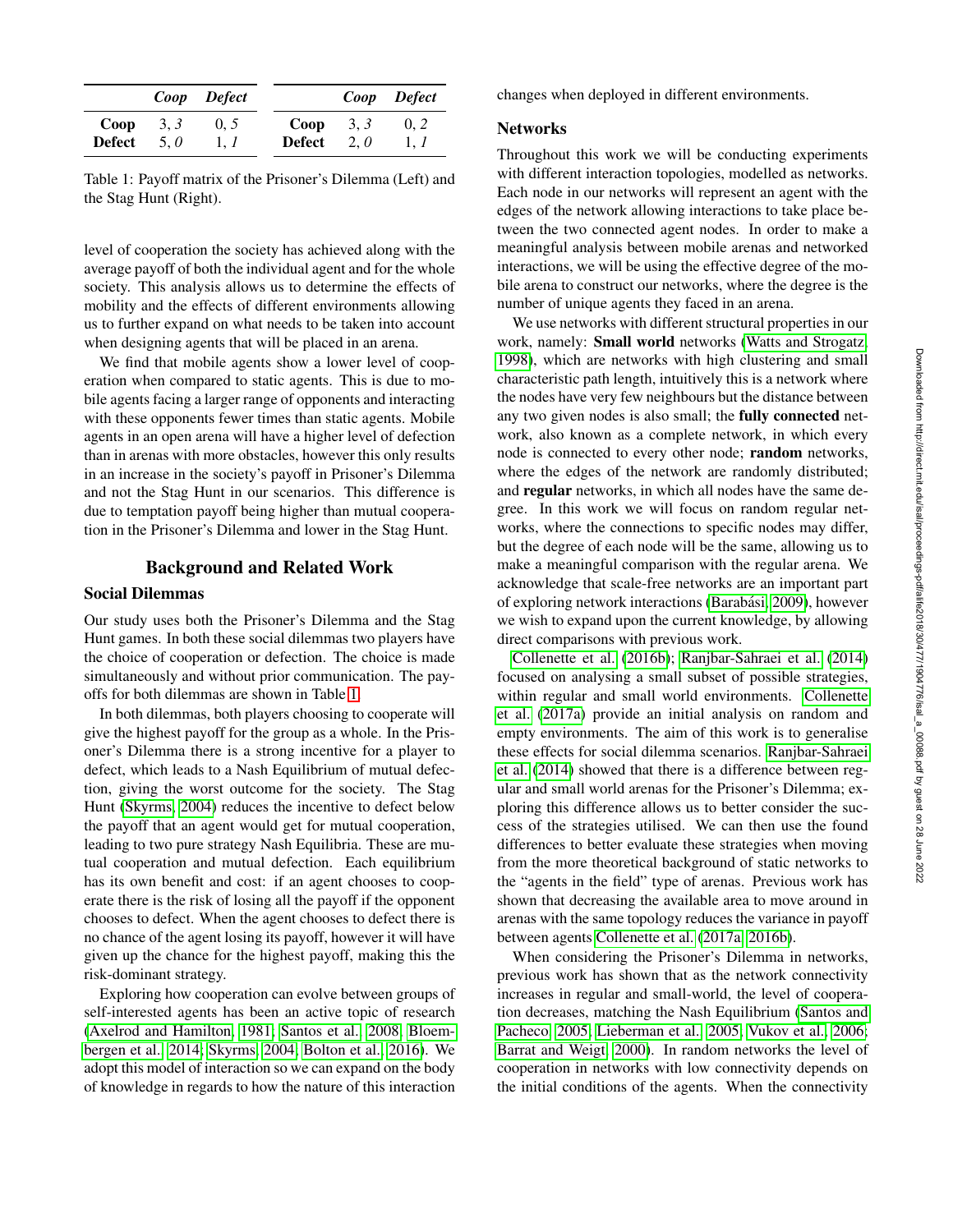| | *Coop* | *Defect* |
|---|---|---|
| **Coop** | 3, *3* | 0, *5* |
| **Defect** | 5, *0* | 1, *1* |

| | *Coop* | *Defect* |
|---|---|---|
| **Coop** | 3, *3* | 0, *2* |
| **Defect** | 2, *0* | 1, *1* |

Table 1: Payoff matrix of the Prisoner's Dilemma (Left) and the Stag Hunt (Right).

level of cooperation the society has achieved along with the average payoff of both the individual agent and for the whole society. This analysis allows us to determine the effects of mobility and the effects of different environments allowing us to further expand on what needs to be taken into account when designing agents that will be placed in an arena.

We find that mobile agents show a lower level of cooperation when compared to static agents. This is due to mobile agents facing a larger range of opponents and interacting with these opponents fewer times than static agents. Mobile agents in an open arena will have a higher level of defection than in arenas with more obstacles, however this only results in an increase in the society's payoff in Prisoner's Dilemma and not the Stag Hunt in our scenarios. This difference is due to temptation payoff being higher than mutual cooperation in the Prisoner's Dilemma and lower in the Stag Hunt.

## Background and Related Work

### Social Dilemmas

Our study uses both the Prisoner's Dilemma and the Stag Hunt games. In both these social dilemmas two players have the choice of cooperation or defection. The choice is made simultaneously and without prior communication. The payoffs for both dilemmas are shown in Table 1.

In both dilemmas, both players choosing to cooperate will give the highest payoff for the group as a whole. In the Prisoner's Dilemma there is a strong incentive for a player to defect, which leads to a Nash Equilibrium of mutual defection, giving the worst outcome for the society. The Stag Hunt (Skyrms, 2004) reduces the incentive to defect below the payoff that an agent would get for mutual cooperation, leading to two pure strategy Nash Equilibria. These are mutual cooperation and mutual defection. Each equilibrium has its own benefit and cost: if an agent chooses to cooperate there is the risk of losing all the payoff if the opponent chooses to defect. When the agent chooses to defect there is no chance of the agent losing its payoff, however it will have given up the chance for the highest payoff, making this the risk-dominant strategy.

Exploring how cooperation can evolve between groups of self-interested agents has been an active topic of research (Axelrod and Hamilton, 1981; Santos et al., 2008; Bloembergen et al., 2014; Skyrms, 2004; Bolton et al., 2016). We adopt this model of interaction so we can expand on the body of knowledge in regards to how the nature of this interaction changes when deployed in different environments.

### Networks

Throughout this work we will be conducting experiments with different interaction topologies, modelled as networks. Each node in our networks will represent an agent with the edges of the network allowing interactions to take place between the two connected agent nodes. In order to make a meaningful analysis between mobile arenas and networked interactions, we will be using the effective degree of the mobile arena to construct our networks, where the degree is the number of unique agents they faced in an arena.

We use networks with different structural properties in our work, namely: **Small world** networks (Watts and Strogatz, 1998), which are networks with high clustering and small characteristic path length, intuitively this is a network where the nodes have very few neighbours but the distance between any two given nodes is also small; the **fully connected** network, also known as a complete network, in which every node is connected to every other node; **random** networks, where the edges of the network are randomly distributed; and **regular** networks, in which all nodes have the same degree. In this work we will focus on random regular networks, where the connections to specific nodes may differ, but the degree of each node will be the same, allowing us to make a meaningful comparison with the regular arena. We acknowledge that scale-free networks are an important part of exploring network interactions (Barabási, 2009), however we wish to expand upon the current knowledge, by allowing direct comparisons with previous work.

Collenette et al. (2016b); Ranjbar-Sahraei et al. (2014) focused on analysing a small subset of possible strategies, within regular and small world environments. Collenette et al. (2017a) provide an initial analysis on random and empty environments. The aim of this work is to generalise these effects for social dilemma scenarios. Ranjbar-Sahraei et al. (2014) showed that there is a difference between regular and small world arenas for the Prisoner's Dilemma; exploring this difference allows us to better consider the success of the strategies utilised. We can then use the found differences to better evaluate these strategies when moving from the more theoretical background of static networks to the "agents in the field" type of arenas. Previous work has shown that decreasing the available area to move around in arenas with the same topology reduces the variance in payoff between agents Collenette et al. (2017a, 2016b).

When considering the Prisoner's Dilemma in networks, previous work has shown that as the network connectivity increases in regular and small-world, the level of cooperation decreases, matching the Nash Equilibrium (Santos and Pacheco, 2005; Lieberman et al., 2005; Vukov et al., 2006; Barrat and Weigt, 2000). In random networks the level of cooperation in networks with low connectivity depends on the initial conditions of the agents. When the connectivity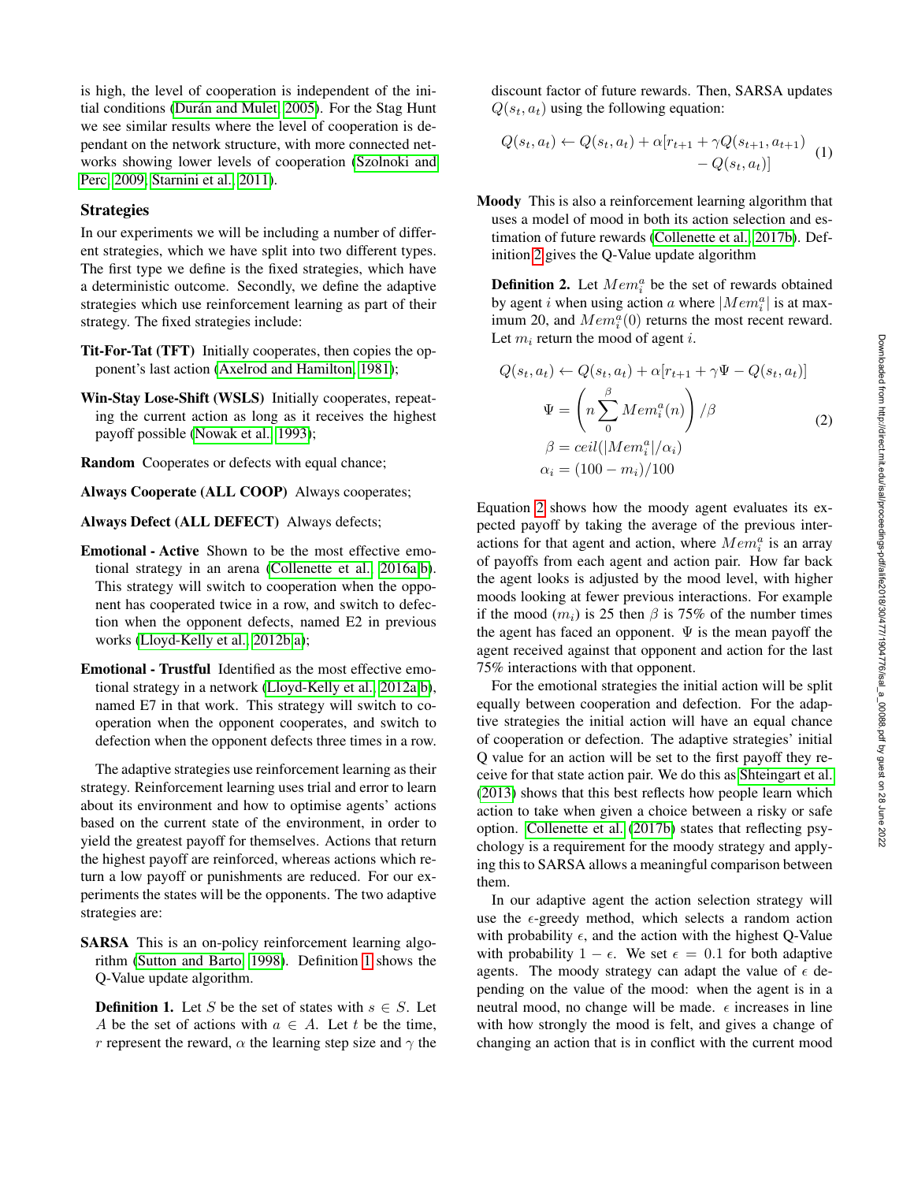is high, the level of cooperation is independent of the initial conditions (Durán and Mulet, 2005). For the Stag Hunt we see similar results where the level of cooperation is dependant on the network structure, with more connected networks showing lower levels of cooperation (Szolnoki and Perc, 2009; Starnini et al., 2011).

## Strategies

In our experiments we will be including a number of different strategies, which we have split into two different types. The first type we define is the fixed strategies, which have a deterministic outcome. Secondly, we define the adaptive strategies which use reinforcement learning as part of their strategy. The fixed strategies include:

**Tit-For-Tat (TFT)** Initially cooperates, then copies the opponent's last action (Axelrod and Hamilton, 1981);

**Win-Stay Lose-Shift (WSLS)** Initially cooperates, repeating the current action as long as it receives the highest payoff possible (Nowak et al., 1993);

**Random** Cooperates or defects with equal chance;

**Always Cooperate (ALL COOP)** Always cooperates;

**Always Defect (ALL DEFECT)** Always defects;

**Emotional - Active** Shown to be the most effective emotional strategy in an arena (Collenette et al., 2016a,b). This strategy will switch to cooperation when the opponent has cooperated twice in a row, and switch to defection when the opponent defects, named E2 in previous works (Lloyd-Kelly et al., 2012b,a);

**Emotional - Trustful** Identified as the most effective emotional strategy in a network (Lloyd-Kelly et al., 2012a,b), named E7 in that work. This strategy will switch to cooperation when the opponent cooperates, and switch to defection when the opponent defects three times in a row.

The adaptive strategies use reinforcement learning as their strategy. Reinforcement learning uses trial and error to learn about its environment and how to optimise agents' actions based on the current state of the environment, in order to yield the greatest payoff for themselves. Actions that return the highest payoff are reinforced, whereas actions which return a low payoff or punishments are reduced. For our experiments the states will be the opponents. The two adaptive strategies are:

**SARSA** This is an on-policy reinforcement learning algorithm (Sutton and Barto, 1998). Definition 1 shows the Q-Value update algorithm.

**Definition 1.** Let $S$ be the set of states with $s \in S$. Let $A$ be the set of actions with $a \in A$. Let $t$ be the time, $r$ represent the reward, $\alpha$ the learning step size and $\gamma$ the discount factor of future rewards. Then, SARSA updates $Q(s_t, a_t)$ using the following equation:

$$Q(s_t, a_t) \leftarrow Q(s_t, a_t) + \alpha[r_{t+1} + \gamma Q(s_{t+1}, a_{t+1}) - Q(s_t, a_t)] \quad (1)$$

**Moody** This is also a reinforcement learning algorithm that uses a model of mood in both its action selection and estimation of future rewards (Collenette et al., 2017b). Definition 2 gives the Q-Value update algorithm

**Definition 2.** Let $Mem_i^a$ be the set of rewards obtained by agent $i$ when using action $a$ where $|Mem_i^a|$ is at maximum 20, and $Mem_i^a(0)$ returns the most recent reward. Let $m_i$ return the mood of agent $i$.

$$\begin{aligned} Q(s_t, a_t) &\leftarrow Q(s_t, a_t) + \alpha[r_{t+1} + \gamma \Psi - Q(s_t, a_t)] \\ \Psi &= \left( n \sum_{0}^{\beta} Mem_i^a(n) \right) / \beta \\ \beta &= ceil(|Mem_i^a| / \alpha_i) \\ \alpha_i &= (100 - m_i)/100 \end{aligned} \quad (2)$$

Equation 2 shows how the moody agent evaluates its expected payoff by taking the average of the previous interactions for that agent and action, where $Mem_i^a$ is an array of payoffs from each agent and action pair. How far back the agent looks is adjusted by the mood level, with higher moods looking at fewer previous interactions. For example if the mood ($m_i$) is 25 then $\beta$ is 75% of the number times the agent has faced an opponent. $\Psi$ is the mean payoff the agent received against that opponent and action for the last 75% interactions with that opponent.

For the emotional strategies the initial action will be split equally between cooperation and defection. For the adaptive strategies the initial action will have an equal chance of cooperation or defection. The adaptive strategies' initial Q value for an action will be set to the first payoff they receive for that state action pair. We do this as Shteingart et al. (2013) shows that this best reflects how people learn which action to take when given a choice between a risky or safe option. Collenette et al. (2017b) states that reflecting psychology is a requirement for the moody strategy and applying this to SARSA allows a meaningful comparison between them.

In our adaptive agent the action selection strategy will use the $\epsilon$-greedy method, which selects a random action with probability $\epsilon$, and the action with the highest Q-Value with probability $1 - \epsilon$. We set $\epsilon = 0.1$ for both adaptive agents. The moody strategy can adapt the value of $\epsilon$ depending on the value of the mood: when the agent is in a neutral mood, no change will be made. $\epsilon$ increases in line with how strongly the mood is felt, and gives a change of changing an action that is in conflict with the current mood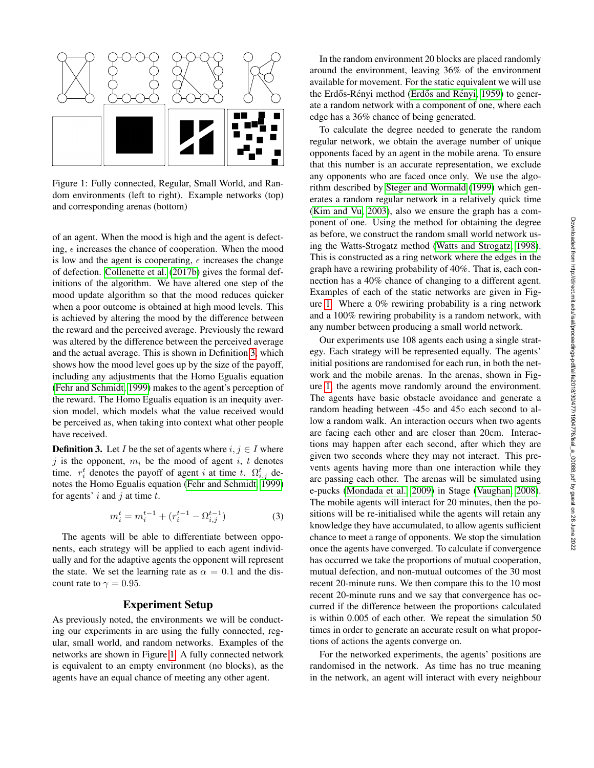Figure 1: Fully connected, Regular, Small World, and Random environments (left to right). Example networks (top) and corresponding arenas (bottom)

of an agent. When the mood is high and the agent is defecting, $\epsilon$ increases the chance of cooperation. When the mood is low and the agent is cooperating, $\epsilon$ increases the change of defection. Collenette et al. (2017b) gives the formal definitions of the algorithm. We have altered one step of the mood update algorithm so that the mood reduces quicker when a poor outcome is obtained at high mood levels. This is achieved by altering the mood by the difference between the reward and the perceived average. Previously the reward was altered by the difference between the perceived average and the actual average. This is shown in Definition 3, which shows how the mood level goes up by the size of the payoff, including any adjustments that the Homo Egualis equation (Fehr and Schmidt, 1999) makes to the agent's perception of the reward. The Homo Egualis equation is an inequity aversion model, which models what the value received would be perceived as, when taking into context what other people have received.

**Definition 3.** Let $I$ be the set of agents where $i, j \in I$ where $j$ is the opponent, $m_i$ be the mood of agent $i$, $t$ denotes time. $r_i^t$ denotes the payoff of agent $i$ at time $t$. $\Omega_{i,j}^t$ denotes the Homo Egualis equation (Fehr and Schmidt, 1999) for agents' $i$ and $j$ at time $t$.

$$m_i^t = m_i^{t-1} + (r_i^{t-1} - \Omega_{i,j}^{t-1}) \tag{3}$$

The agents will be able to differentiate between opponents, each strategy will be applied to each agent individually and for the adaptive agents the opponent will represent the state. We set the learning rate as $\alpha = 0.1$ and the discount rate to $\gamma = 0.95$.

## Experiment Setup

As previously noted, the environments we will be conducting our experiments in are using the fully connected, regular, small world, and random networks. Examples of the networks are shown in Figure 1. A fully connected network is equivalent to an empty environment (no blocks), as the agents have an equal chance of meeting any other agent.

In the random environment 20 blocks are placed randomly around the environment, leaving 36% of the environment available for movement. For the static equivalent we will use the Erdős-Rényi method (Erdős and Rényi, 1959) to generate a random network with a component of one, where each edge has a 36% chance of being generated.

To calculate the degree needed to generate the random regular network, we obtain the average number of unique opponents faced by an agent in the mobile arena. To ensure that this number is an accurate representation, we exclude any opponents who are faced once only. We use the algorithm described by Steger and Wormald (1999) which generates a random regular network in a relatively quick time (Kim and Vu, 2003), also we ensure the graph has a component of one. Using the method for obtaining the degree as before, we construct the random small world network using the Watts-Strogatz method (Watts and Strogatz, 1998). This is constructed as a ring network where the edges in the graph have a rewiring probability of 40%. That is, each connection has a 40% chance of changing to a different agent. Examples of each of the static networks are given in Figure 1. Where a 0% rewiring probability is a ring network and a 100% rewiring probability is a random network, with any number between producing a small world network.

Our experiments use 108 agents each using a single strategy. Each strategy will be represented equally. The agents' initial positions are randomised for each run, in both the network and the mobile arenas. In the arenas, shown in Figure 1, the agents move randomly around the environment. The agents have basic obstacle avoidance and generate a random heading between -45◦ and 45◦ each second to allow a random walk. An interaction occurs when two agents are facing each other and are closer than 20cm. Interactions may happen after each second, after which they are given two seconds where they may not interact. This prevents agents having more than one interaction while they are passing each other. The arenas will be simulated using e-pucks (Mondada et al., 2009) in Stage (Vaughan, 2008). The mobile agents will interact for 20 minutes, then the positions will be re-initialised while the agents will retain any knowledge they have accumulated, to allow agents sufficient chance to meet a range of opponents. We stop the simulation once the agents have converged. To calculate if convergence has occurred we take the proportions of mutual cooperation, mutual defection, and non-mutual outcomes of the 30 most recent 20-minute runs. We then compare this to the 10 most recent 20-minute runs and we say that convergence has occurred if the difference between the proportions calculated is within 0.005 of each other. We repeat the simulation 50 times in order to generate an accurate result on what proportions of actions the agents converge on.

For the networked experiments, the agents' positions are randomised in the network. As time has no true meaning in the network, an agent will interact with every neighbour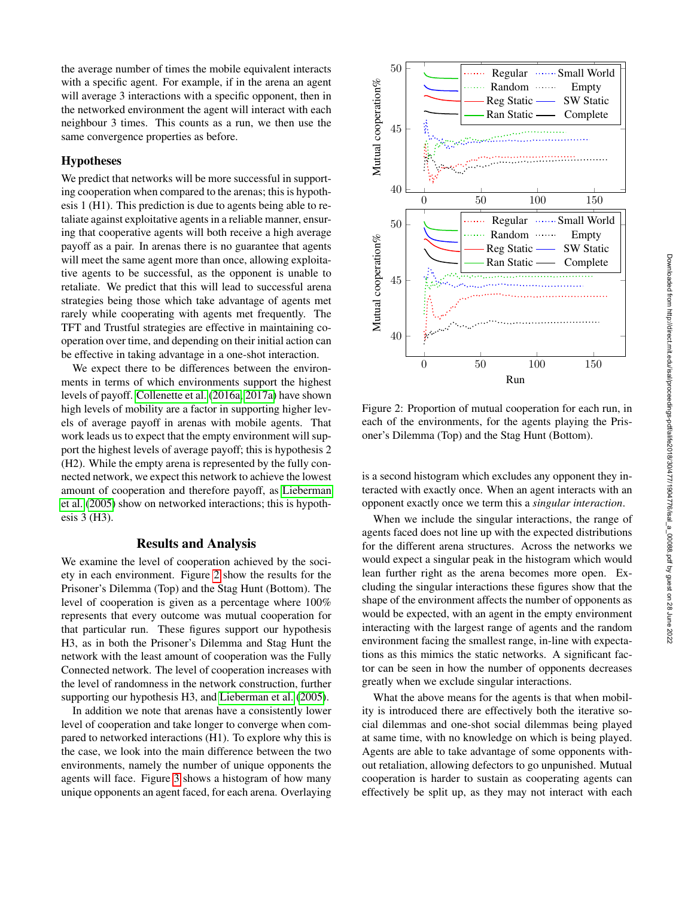the average number of times the mobile equivalent interacts with a specific agent. For example, if in the arena an agent will average 3 interactions with a specific opponent, then in the networked environment the agent will interact with each neighbour 3 times. This counts as a run, we then use the same convergence properties as before.

### Hypotheses

We predict that networks will be more successful in supporting cooperation when compared to the arenas; this is hypothesis 1 (H1). This prediction is due to agents being able to retaliate against exploitative agents in a reliable manner, ensuring that cooperative agents will both receive a high average payoff as a pair. In arenas there is no guarantee that agents will meet the same agent more than once, allowing exploitative agents to be successful, as the opponent is unable to retaliate. We predict that this will lead to successful arena strategies being those which take advantage of agents met rarely while cooperating with agents met frequently. The TFT and Trustful strategies are effective in maintaining cooperation over time, and depending on their initial action can be effective in taking advantage in a one-shot interaction.

We expect there to be differences between the environments in terms of which environments support the highest levels of payoff. Collenette et al. (2016a, 2017a) have shown high levels of mobility are a factor in supporting higher levels of average payoff in arenas with mobile agents. That work leads us to expect that the empty environment will support the highest levels of average payoff; this is hypothesis 2 (H2). While the empty arena is represented by the fully connected network, we expect this network to achieve the lowest amount of cooperation and therefore payoff, as Lieberman et al. (2005) show on networked interactions; this is hypothesis 3 (H3).

## Results and Analysis

We examine the level of cooperation achieved by the society in each environment. Figure 2 show the results for the Prisoner's Dilemma (Top) and the Stag Hunt (Bottom). The level of cooperation is given as a percentage where 100% represents that every outcome was mutual cooperation for that particular run. These figures support our hypothesis H3, as in both the Prisoner's Dilemma and Stag Hunt the network with the least amount of cooperation was the Fully Connected network. The level of cooperation increases with the level of randomness in the network construction, further supporting our hypothesis H3, and Lieberman et al. (2005).

In addition we note that arenas have a consistently lower level of cooperation and take longer to converge when compared to networked interactions (H1). To explore why this is the case, we look into the main difference between the two environments, namely the number of unique opponents the agents will face. Figure 3 shows a histogram of how many unique opponents an agent faced, for each arena. Overlaying is a second histogram which excludes any opponent they interacted with exactly once. When an agent interacts with an opponent exactly once we term this a *singular interaction*.

Figure 2: Proportion of mutual cooperation for each run, in each of the environments, for the agents playing the Prisoner's Dilemma (Top) and the Stag Hunt (Bottom).

When we include the singular interactions, the range of agents faced does not line up with the expected distributions for the different arena structures. Across the networks we would expect a singular peak in the histogram which would lean further right as the arena becomes more open. Excluding the singular interactions these figures show that the shape of the environment affects the number of opponents as would be expected, with an agent in the empty environment interacting with the largest range of agents and the random environment facing the smallest range, in-line with expectations as this mimics the static networks. A significant factor can be seen in how the number of opponents decreases greatly when we exclude singular interactions.

What the above means for the agents is that when mobility is introduced there are effectively both the iterative social dilemmas and one-shot social dilemmas being played at same time, with no knowledge on which is being played. Agents are able to take advantage of some opponents without retaliation, allowing defectors to go unpunished. Mutual cooperation is harder to sustain as cooperating agents can effectively be split up, as they may not interact with each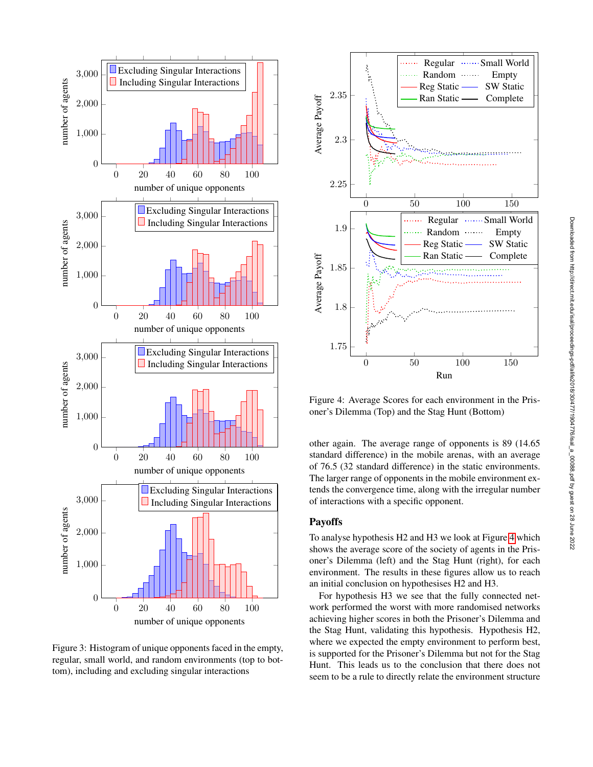Figure 3: Histogram of unique opponents faced in the empty, regular, small world, and random environments (top to bottom), including and excluding singular interactions

Figure 4: Average Scores for each environment in the Prisoner's Dilemma (Top) and the Stag Hunt (Bottom)

other again. The average range of opponents is 89 (14.65 standard difference) in the mobile arenas, with an average of 76.5 (32 standard difference) in the static environments. The larger range of opponents in the mobile environment extends the convergence time, along with the irregular number of interactions with a specific opponent.

## Payoffs

To analyse hypothesis H2 and H3 we look at Figure 4 which shows the average score of the society of agents in the Prisoner's Dilemma (left) and the Stag Hunt (right), for each environment. The results in these figures allow us to reach an initial conclusion on hypothesises H2 and H3.

For hypothesis H3 we see that the fully connected network performed the worst with more randomised networks achieving higher scores in both the Prisoner's Dilemma and the Stag Hunt, validating this hypothesis. Hypothesis H2, where we expected the empty environment to perform best, is supported for the Prisoner's Dilemma but not for the Stag Hunt. This leads us to the conclusion that there does not seem to be a rule to directly relate the environment structure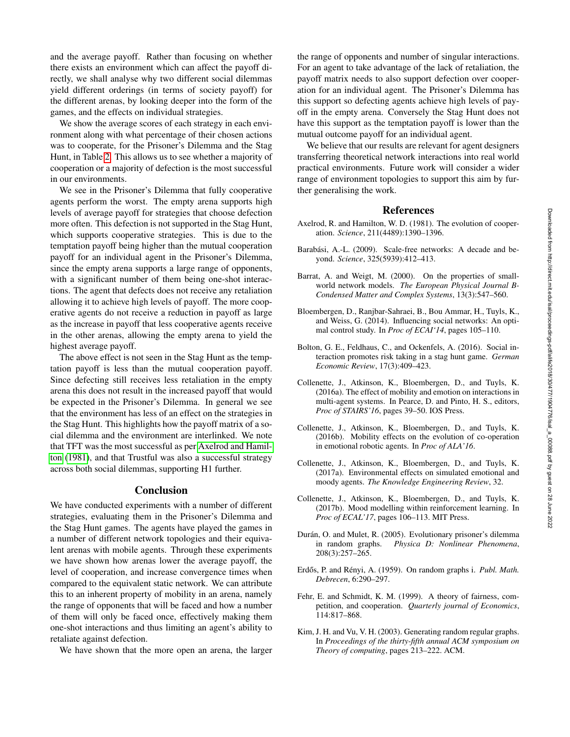and the average payoff. Rather than focusing on whether there exists an environment which can affect the payoff directly, we shall analyse why two different social dilemmas yield different orderings (in terms of society payoff) for the different arenas, by looking deeper into the form of the games, and the effects on individual strategies.

We show the average scores of each strategy in each environment along with what percentage of their chosen actions was to cooperate, for the Prisoner's Dilemma and the Stag Hunt, in Table 2. This allows us to see whether a majority of cooperation or a majority of defection is the most successful in our environments.

We see in the Prisoner's Dilemma that fully cooperative agents perform the worst. The empty arena supports high levels of average payoff for strategies that choose defection more often. This defection is not supported in the Stag Hunt, which supports cooperative strategies. This is due to the temptation payoff being higher than the mutual cooperation payoff for an individual agent in the Prisoner's Dilemma, since the empty arena supports a large range of opponents, with a significant number of them being one-shot interactions. The agent that defects does not receive any retaliation allowing it to achieve high levels of payoff. The more cooperative agents do not receive a reduction in payoff as large as the increase in payoff that less cooperative agents receive in the other arenas, allowing the empty arena to yield the highest average payoff.

The above effect is not seen in the Stag Hunt as the temptation payoff is less than the mutual cooperation payoff. Since defecting still receives less retaliation in the empty arena this does not result in the increased payoff that would be expected in the Prisoner's Dilemma. In general we see that the environment has less of an effect on the strategies in the Stag Hunt. This highlights how the payoff matrix of a social dilemma and the environment are interlinked. We note that TFT was the most successful as per Axelrod and Hamilton (1981), and that Trustful was also a successful strategy across both social dilemmas, supporting H1 further.

## Conclusion

We have conducted experiments with a number of different strategies, evaluating them in the Prisoner's Dilemma and the Stag Hunt games. The agents have played the games in a number of different network topologies and their equivalent arenas with mobile agents. Through these experiments we have shown how arenas lower the average payoff, the level of cooperation, and increase convergence times when compared to the equivalent static network. We can attribute this to an inherent property of mobility in an arena, namely the range of opponents that will be faced and how a number of them will only be faced once, effectively making them one-shot interactions and thus limiting an agent's ability to retaliate against defection.

We have shown that the more open an arena, the larger the range of opponents and number of singular interactions. For an agent to take advantage of the lack of retaliation, the payoff matrix needs to also support defection over cooperation for an individual agent. The Prisoner's Dilemma has this support so defecting agents achieve high levels of payoff in the empty arena. Conversely the Stag Hunt does not have this support as the temptation payoff is lower than the mutual outcome payoff for an individual agent.

We believe that our results are relevant for agent designers transferring theoretical network interactions into real world practical environments. Future work will consider a wider range of environment topologies to support this aim by further generalising the work.

## References

Axelrod, R. and Hamilton, W. D. (1981). The evolution of cooperation. *Science*, 211(4489):1390–1396.

Barabási, A.-L. (2009). Scale-free networks: A decade and beyond. *Science*, 325(5939):412–413.

Barrat, A. and Weigt, M. (2000). On the properties of small-world network models. *The European Physical Journal B-Condensed Matter and Complex Systems*, 13(3):547–560.

Bloembergen, D., Ranjbar-Sahraei, B., Bou Ammar, H., Tuyls, K., and Weiss, G. (2014). Influencing social networks: An optimal control study. In *Proc of ECAI'14*, pages 105–110.

Bolton, G. E., Feldhaus, C., and Ockenfels, A. (2016). Social interaction promotes risk taking in a stag hunt game. *German Economic Review*, 17(3):409–423.

Collenette, J., Atkinson, K., Bloembergen, D., and Tuyls, K. (2016a). The effect of mobility and emotion on interactions in multi-agent systems. In Pearce, D. and Pinto, H. S., editors, *Proc of STAIRS'16*, pages 39–50. IOS Press.

Collenette, J., Atkinson, K., Bloembergen, D., and Tuyls, K. (2016b). Mobility effects on the evolution of co-operation in emotional robotic agents. In *Proc of ALA'16*.

Collenette, J., Atkinson, K., Bloembergen, D., and Tuyls, K. (2017a). Environmental effects on simulated emotional and moody agents. *The Knowledge Engineering Review*, 32.

Collenette, J., Atkinson, K., Bloembergen, D., and Tuyls, K. (2017b). Mood modelling within reinforcement learning. In *Proc of ECAL'17*, pages 106–113. MIT Press.

Durán, O. and Mulet, R. (2005). Evolutionary prisoner's dilemma in random graphs. *Physica D: Nonlinear Phenomena*, 208(3):257–265.

Erdős, P. and Rényi, A. (1959). On random graphs i. *Publ. Math. Debrecen*, 6:290–297.

Fehr, E. and Schmidt, K. M. (1999). A theory of fairness, competition, and cooperation. *Quarterly journal of Economics*, 114:817–868.

Kim, J. H. and Vu, V. H. (2003). Generating random regular graphs. In *Proceedings of the thirty-fifth annual ACM symposium on Theory of computing*, pages 213–222. ACM.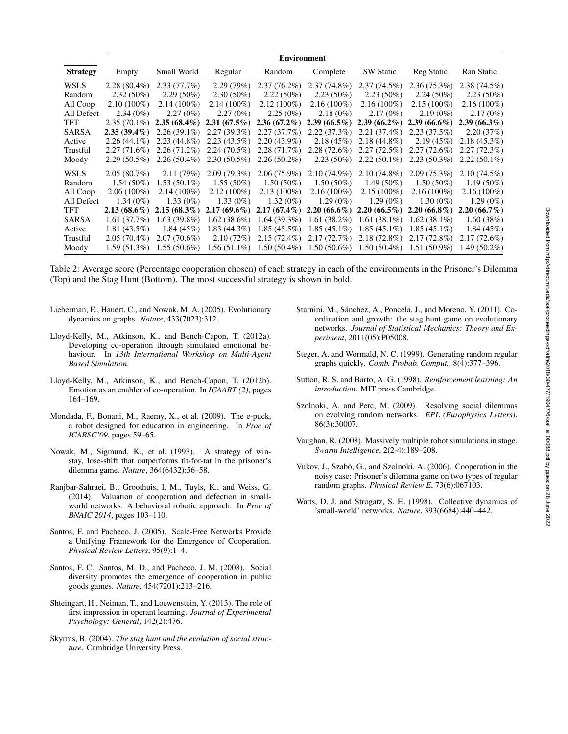| | Environment | | | | | | | |
|---|---|---|---|---|---|---|---|---|
| **Strategy** | Empty | Small World | Regular | Random | Complete | SW Static | Reg Static | Ran Static |
| WSLS | 2.28 (80.4%) | 2.33 (77.7%) | 2.29 (79%) | 2.37 (76.2%) | 2.37 (74.8%) | 2.37 (74.5%) | 2.36 (75.3%) | 2.38 (74.5%) |
| Random | 2.32 (50%) | 2.29 (50%) | 2.30 (50%) | 2.22 (50%) | 2.23 (50%) | 2.23 (50%) | 2.24 (50%) | 2.23 (50%) |
| All Coop | 2.10 (100%) | 2.14 (100%) | 2.14 (100%) | 2.12 (100%) | 2.16 (100%) | 2.16 (100%) | 2.15 (100%) | 2.16 (100%) |
| All Defect | 2.34 (0%) | 2.27 (0%) | 2.27 (0%) | 2.25 (0%) | 2.18 (0%) | 2.17 (0%) | 2.19 (0%) | 2.17 (0%) |
| TFT | 2.35 (70.1%) | **2.35 (68.4%)** | **2.31 (67.5%)** | **2.36 (67.2%)** | **2.39 (66.5%)** | **2.39 (66.2%)** | **2.39 (66.6%)** | **2.39 (66.3%)** |
| SARSA | **2.35 (39.4%)** | 2.26 (39.1%) | 2.27 (39.3%) | 2.27 (37.7%) | 2.22 (37.3%) | 2.21 (37.4%) | 2.23 (37.5%) | 2.20 (37%) |
| Active | 2.26 (44.1%) | 2.23 (44.8%) | 2.23 (43.5%) | 2.20 (43.9%) | 2.18 (45%) | 2.18 (44.8%) | 2.19 (45%) | 2.18 (45.3%) |
| Trustful | 2.27 (71.6%) | 2.26 (71.2%) | 2.24 (70.5%) | 2.28 (71.7%) | 2.28 (72.6%) | 2.27 (72.5%) | 2.27 (72.6%) | 2.27 (72.3%) |
| Moody | 2.29 (50.5%) | 2.26 (50.4%) | 2.30 (50.5%) | 2.26 (50.2%) | 2.23 (50%) | 2.22 (50.1%) | 2.23 (50.3%) | 2.22 (50.1%) |
| WSLS | 2.05 (80.7%) | 2.11 (79%) | 2.09 (79.3%) | 2.06 (75.9%) | 2.10 (74.9%) | 2.10 (74.8%) | 2.09 (75.3%) | 2.10 (74.5%) |
| Random | 1.54 (50%) | 1.53 (50.1%) | 1.55 (50%) | 1.50 (50%) | 1.50 (50%) | 1.49 (50%) | 1.50 (50%) | 1.49 (50%) |
| All Coop | 2.06 (100%) | 2.14 (100%) | 2.12 (100%) | 2.13 (100%) | 2.16 (100%) | 2.15 (100%) | 2.16 (100%) | 2.16 (100%) |
| All Defect | 1.34 (0%) | 1.33 (0%) | 1.33 (0%) | 1.32 (0%) | 1.29 (0%) | 1.29 (0%) | 1.30 (0%) | 1.29 (0%) |
| TFT | **2.13 (68.6%)** | **2.15 (68.3%)** | **2.17 (69.6%)** | **2.17 (67.4%)** | **2.20 (66.6%)** | **2.20 (66.5%)** | **2.20 (66.8%)** | **2.20 (66.7%)** |
| SARSA | 1.61 (37.7%) | 1.63 (39.8%) | 1.62 (38.6%) | 1.64 (39.3%) | 1.61 (38.2%) | 1.61 (38.1%) | 1.62 (38.1%) | 1.60 (38%) |
| Active | 1.81 (43.5%) | 1.84 (45%) | 1.83 (44.3%) | 1.85 (45.5%) | 1.85 (45.1%) | 1.85 (45.1%) | 1.85 (45.1%) | 1.84 (45%) |
| Trustful | 2.05 (70.4%) | 2.07 (70.6%) | 2.10 (72%) | 2.15 (72.4%) | 2.17 (72.7%) | 2.18 (72.8%) | 2.17 (72.8%) | 2.17 (72.6%) |
| Moody | 1.59 (51.3%) | 1.55 (50.6%) | 1.56 (51.1%) | 1.50 (50.4%) | 1.50 (50.6%) | 1.50 (50.4%) | 1.51 (50.9%) | 1.49 (50.2%) |

Table 2: Average score (Percentage cooperation chosen) of each strategy in each of the environments in the Prisoner's Dilemma (Top) and the Stag Hunt (Bottom). The most successful strategy is shown in bold.

Lieberman, E., Hauert, C., and Nowak, M. A. (2005). Evolutionary dynamics on graphs. *Nature*, 433(7023):312.

Lloyd-Kelly, M., Atkinson, K., and Bench-Capon, T. (2012a). Developing co-operation through simulated emotional behaviour. In *13th International Workshop on Multi-Agent Based Simulation*.

Lloyd-Kelly, M., Atkinson, K., and Bench-Capon, T. (2012b). Emotion as an enabler of co-operation. In *ICAART (2)*, pages 164–169.

Mondada, F., Bonani, M., Raemy, X., et al. (2009). The e-puck, a robot designed for education in engineering. In *Proc of ICARSC'09*, pages 59–65.

Nowak, M., Sigmund, K., et al. (1993). A strategy of win-stay, lose-shift that outperforms tit-for-tat in the prisoner's dilemma game. *Nature*, 364(6432):56–58.

Ranjbar-Sahraei, B., Groothuis, I. M., Tuyls, K., and Weiss, G. (2014). Valuation of cooperation and defection in small-world networks: A behavioral robotic approach. In *Proc of BNAIC 2014*, pages 103–110.

Santos, F. and Pacheco, J. (2005). Scale-Free Networks Provide a Unifying Framework for the Emergence of Cooperation. *Physical Review Letters*, 95(9):1–4.

Santos, F. C., Santos, M. D., and Pacheco, J. M. (2008). Social diversity promotes the emergence of cooperation in public goods games. *Nature*, 454(7201):213–216.

Shteingart, H., Neiman, T., and Loewenstein, Y. (2013). The role of first impression in operant learning. *Journal of Experimental Psychology: General*, 142(2):476.

Skyrms, B. (2004). *The stag hunt and the evolution of social structure*. Cambridge University Press.

Starnini, M., Sánchez, A., Poncela, J., and Moreno, Y. (2011). Coordination and growth: the stag hunt game on evolutionary networks. *Journal of Statistical Mechanics: Theory and Experiment*, 2011(05):P05008.

Steger, A. and Wormald, N. C. (1999). Generating random regular graphs quickly. *Comb. Probab. Comput.*, 8(4):377–396.

Sutton, R. S. and Barto, A. G. (1998). *Reinforcement learning: An introduction*. MIT press Cambridge.

Szolnoki, A. and Perc, M. (2009). Resolving social dilemmas on evolving random networks. *EPL (Europhysics Letters)*, 86(3):30007.

Vaughan, R. (2008). Massively multiple robot simulations in stage. *Swarm Intelligence*, 2(2-4):189–208.

Vukov, J., Szabó, G., and Szolnoki, A. (2006). Cooperation in the noisy case: Prisoner's dilemma game on two types of regular random graphs. *Physical Review E*, 73(6):067103.

Watts, D. J. and Strogatz, S. H. (1998). Collective dynamics of 'small-world' networks. *Nature*, 393(6684):440–442.